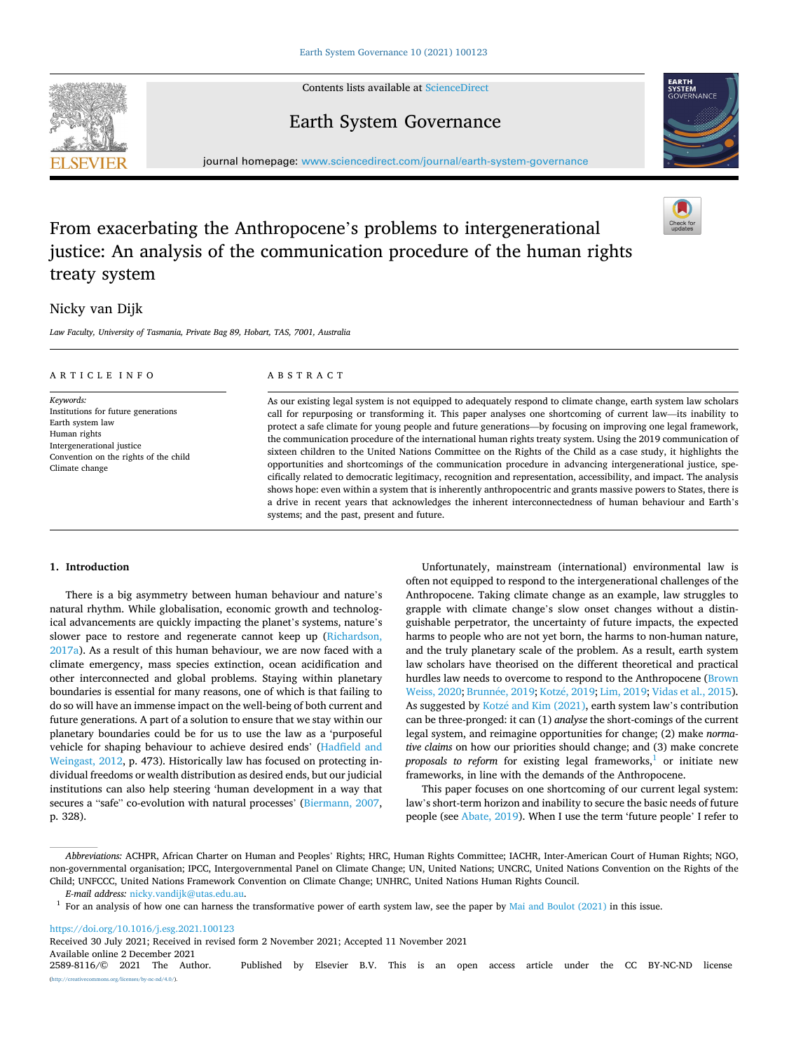# From exacerbating the Anthropocene's problems to intergenerational justice: An analysis of the communication procedure of the human rights treaty system

Nicky van Dijk

*Law Faculty, University of Tasmania, Private Bag 89, Hobart, TAS, 7001, Australia*

## ARTICLE INFO

*Keywords:*
Institutions for future generations
Earth system law
Human rights
Intergenerational justice
Convention on the rights of the child
Climate change

## ABSTRACT

As our existing legal system is not equipped to adequately respond to climate change, earth system law scholars call for repurposing or transforming it. This paper analyses one shortcoming of current law—its inability to protect a safe climate for young people and future generations—by focusing on improving one legal framework, the communication procedure of the international human rights treaty system. Using the 2019 communication of sixteen children to the United Nations Committee on the Rights of the Child as a case study, it highlights the opportunities and shortcomings of the communication procedure in advancing intergenerational justice, specifically related to democratic legitimacy, recognition and representation, accessibility, and impact. The analysis shows hope: even within a system that is inherently anthropocentric and grants massive powers to States, there is a drive in recent years that acknowledges the inherent interconnectedness of human behaviour and Earth's systems; and the past, present and future.

## 1. Introduction

There is a big asymmetry between human behaviour and nature's natural rhythm. While globalisation, economic growth and technological advancements are quickly impacting the planet's systems, nature's slower pace to restore and regenerate cannot keep up (Richardson, 2017a). As a result of this human behaviour, we are now faced with a climate emergency, mass species extinction, ocean acidification and other interconnected and global problems. Staying within planetary boundaries is essential for many reasons, one of which is that failing to do so will have an immense impact on the well-being of both current and future generations. A part of a solution to ensure that we stay within our planetary boundaries could be for us to use the law as a 'purposeful vehicle for shaping behaviour to achieve desired ends' (Hadfield and Weingast, 2012, p. 473). Historically law has focused on protecting individual freedoms or wealth distribution as desired ends, but our judicial institutions can also help steering 'human development in a way that secures a "safe" co-evolution with natural processes' (Biermann, 2007, p. 328).

Unfortunately, mainstream (international) environmental law is often not equipped to respond to the intergenerational challenges of the Anthropocene. Taking climate change as an example, law struggles to grapple with climate change's slow onset changes without a distinguishable perpetrator, the uncertainty of future impacts, the expected harms to people who are not yet born, the harms to non-human nature, and the truly planetary scale of the problem. As a result, earth system law scholars have theorised on the different theoretical and practical hurdles law needs to overcome to respond to the Anthropocene (Brown Weiss, 2020; Brunnée, 2019; Kotzé, 2019; Lim, 2019; Vidas et al., 2015). As suggested by Kotzé and Kim (2021), earth system law's contribution can be three-pronged: it can (1) *analyse* the short-comings of the current legal system, and reimagine opportunities for change; (2) make *normative claims* on how our priorities should change; and (3) make concrete *proposals to reform* for existing legal frameworks,[1] or initiate new frameworks, in line with the demands of the Anthropocene.

This paper focuses on one shortcoming of our current legal system: law's short-term horizon and inability to secure the basic needs of future people (see Abate, 2019). When I use the term 'future people' I refer to

---

*Abbreviations:* ACHPR, African Charter on Human and Peoples' Rights; HRC, Human Rights Committee; IACHR, Inter-American Court of Human Rights; NGO, non-governmental organisation; IPCC, Intergovernmental Panel on Climate Change; UN, United Nations; UNCRC, United Nations Convention on the Rights of the Child; UNFCCC, United Nations Framework Convention on Climate Change; UNHRC, United Nations Human Rights Council.

*E-mail address:* nicky.vandijk@utas.edu.au.

[1] For an analysis of how one can harness the transformative power of earth system law, see the paper by Mai and Boulot (2021) in this issue.

https://doi.org/10.1016/j.esg.2021.100123
Received 30 July 2021; Received in revised form 2 November 2021; Accepted 11 November 2021
Available online 2 December 2021
2589-8116/© 2021 The Author. Published by Elsevier B.V. This is an open access article under the CC BY-NC-ND license (http://creativecommons.org/licenses/by-nc-nd/4.0/).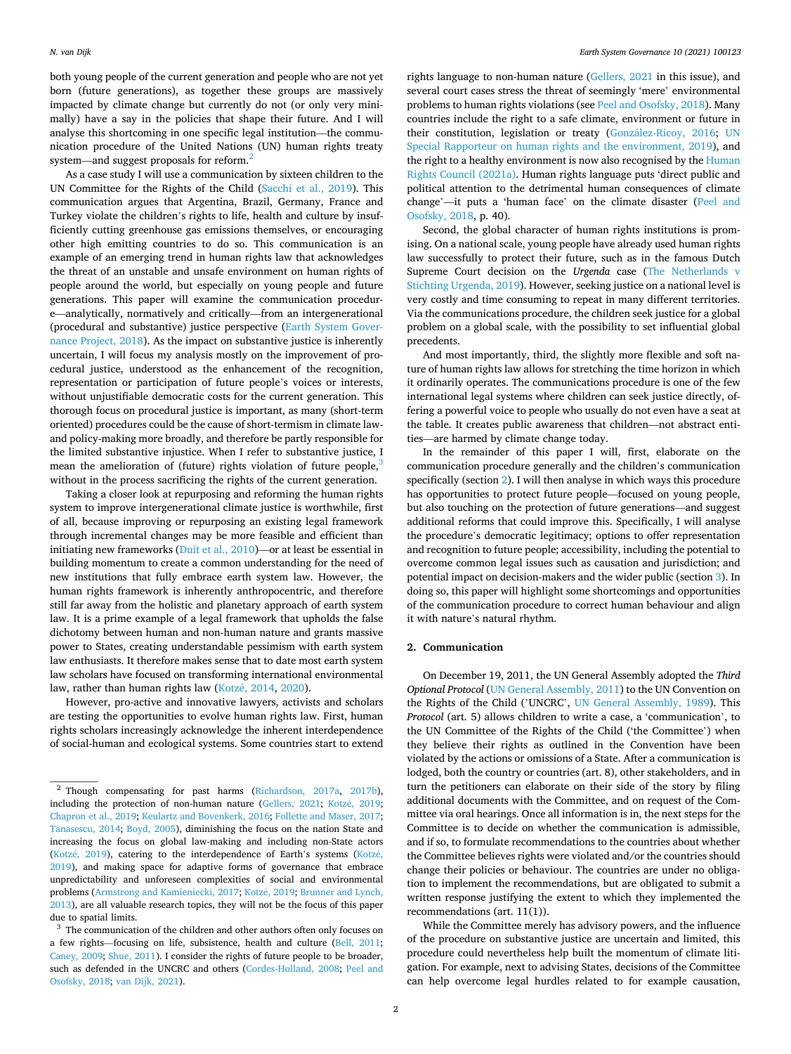both young people of the current generation and people who are not yet born (future generations), as together these groups are massively impacted by climate change but currently do not (or only very minimally) have a say in the policies that shape their future. And I will analyse this shortcoming in one specific legal institution—the communication procedure of the United Nations (UN) human rights treaty system—and suggest proposals for reform.[2]

As a case study I will use a communication by sixteen children to the UN Committee for the Rights of the Child (Sacchi et al., 2019). This communication argues that Argentina, Brazil, Germany, France and Turkey violate the children's rights to life, health and culture by insufficiently cutting greenhouse gas emissions themselves, or encouraging other high emitting countries to do so. This communication is an example of an emerging trend in human rights law that acknowledges the threat of an unstable and unsafe environment on human rights of people around the world, but especially on young people and future generations. This paper will examine the communication procedure—analytically, normatively and critically—from an intergenerational (procedural and substantive) justice perspective (Earth System Governance Project, 2018). As the impact on substantive justice is inherently uncertain, I will focus my analysis mostly on the improvement of procedural justice, understood as the enhancement of the recognition, representation or participation of future people's voices or interests, without unjustifiable democratic costs for the current generation. This thorough focus on procedural justice is important, as many (short-term oriented) procedures could be the cause of short-termism in climate law- and policy-making more broadly, and therefore be partly responsible for the limited substantive injustice. When I refer to substantive justice, I mean the amelioration of (future) rights violation of future people,[3] without in the process sacrificing the rights of the current generation.

Taking a closer look at repurposing and reforming the human rights system to improve intergenerational climate justice is worthwhile, first of all, because improving or repurposing an existing legal framework through incremental changes may be more feasible and efficient than initiating new frameworks (Duit et al., 2010)—or at least be essential in building momentum to create a common understanding for the need of new institutions that fully embrace earth system law. However, the human rights framework is inherently anthropocentric, and therefore still far away from the holistic and planetary approach of earth system law. It is a prime example of a legal framework that upholds the false dichotomy between human and non-human nature and grants massive power to States, creating understandable pessimism with earth system law enthusiasts. It therefore makes sense that to date most earth system law scholars have focused on transforming international environmental law, rather than human rights law (Kotzé, 2014, 2020).

However, pro-active and innovative lawyers, activists and scholars are testing the opportunities to evolve human rights law. First, human rights scholars increasingly acknowledge the inherent interdependence of social-human and ecological systems. Some countries start to extend rights language to non-human nature (Gellers, 2021 in this issue), and several court cases stress the threat of seemingly 'mere' environmental problems to human rights violations (see Peel and Osofsky, 2018). Many countries include the right to a safe climate, environment or future in their constitution, legislation or treaty (González-Ricoy, 2016; UN Special Rapporteur on human rights and the environment, 2019), and the right to a healthy environment is now also recognised by the Human Rights Council (2021a). Human rights language puts 'direct public and political attention to the detrimental human consequences of climate change'—it puts a 'human face' on the climate disaster (Peel and Osofsky, 2018, p. 40).

Second, the global character of human rights institutions is promising. On a national scale, young people have already used human rights law successfully to protect their future, such as in the famous Dutch Supreme Court decision on the *Urgenda* case (The Netherlands v Stichting Urgenda, 2019). However, seeking justice on a national level is very costly and time consuming to repeat in many different territories. Via the communications procedure, the children seek justice for a global problem on a global scale, with the possibility to set influential global precedents.

And most importantly, third, the slightly more flexible and soft nature of human rights law allows for stretching the time horizon in which it ordinarily operates. The communications procedure is one of the few international legal systems where children can seek justice directly, offering a powerful voice to people who usually do not even have a seat at the table. It creates public awareness that children—not abstract entities—are harmed by climate change today.

In the remainder of this paper I will, first, elaborate on the communication procedure generally and the children's communication specifically (section 2). I will then analyse in which ways this procedure has opportunities to protect future people—focused on young people, but also touching on the protection of future generations—and suggest additional reforms that could improve this. Specifically, I will analyse the procedure's democratic legitimacy; options to offer representation and recognition to future people; accessibility, including the potential to overcome common legal issues such as causation and jurisdiction; and potential impact on decision-makers and the wider public (section 3). In doing so, this paper will highlight some shortcomings and opportunities of the communication procedure to correct human behaviour and align it with nature's natural rhythm.

## 2. Communication

On December 19, 2011, the UN General Assembly adopted the *Third Optional Protocol* (UN General Assembly, 2011) to the UN Convention on the Rights of the Child ('UNCRC', UN General Assembly, 1989). This *Protocol* (art. 5) allows children to write a case, a 'communication', to the UN Committee of the Rights of the Child ('the Committee') when they believe their rights as outlined in the Convention have been violated by the actions or omissions of a State. After a communication is lodged, both the country or countries (art. 8), other stakeholders, and in turn the petitioners can elaborate on their side of the story by filing additional documents with the Committee, and on request of the Committee via oral hearings. Once all information is in, the next steps for the Committee is to decide on whether the communication is admissible, and if so, to formulate recommendations to the countries about whether the Committee believes rights were violated and/or the countries should change their policies or behaviour. The countries are under no obligation to implement the recommendations, but are obligated to submit a written response justifying the extent to which they implemented the recommendations (art. 11(1)).

While the Committee merely has advisory powers, and the influence of the procedure on substantive justice are uncertain and limited, this procedure could nevertheless help built the momentum of climate litigation. For example, next to advising States, decisions of the Committee can help overcome legal hurdles related to for example causation,

[2] Though compensating for past harms (Richardson, 2017a, 2017b), including the protection of non-human nature (Gellers, 2021; Kotzé, 2019; Chapron et al., 2019; Keulartz and Bovenkerk, 2016; Follette and Maser, 2017; Tanasescu, 2014; Boyd, 2005), diminishing the focus on the nation State and increasing the focus on global law-making and including non-State actors (Kotzé, 2019), catering to the interdependence of Earth's systems (Kotzé, 2019), and making space for adaptive forms of governance that embrace unpredictability and unforeseen complexities of social and environmental problems (Armstrong and Kamieniecki, 2017; Kotzé, 2019; Brunner and Lynch, 2013), are all valuable research topics, they will not be the focus of this paper due to spatial limits.

[3] The communication of the children and other authors often only focuses on a few rights—focusing on life, subsistence, health and culture (Bell, 2011; Caney, 2009; Shue, 2011). I consider the rights of future people to be broader, such as defended in the UNCRC and others (Cordes-Holland, 2008; Peel and Osofsky, 2018; van Dijk, 2021).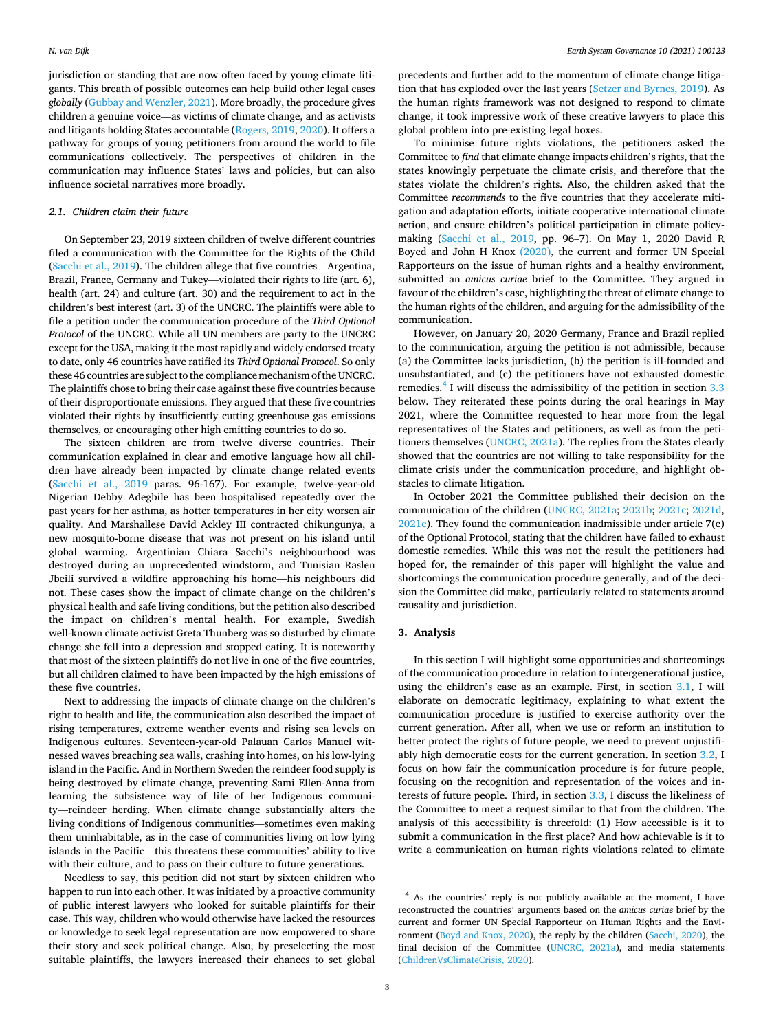jurisdiction or standing that are now often faced by young climate litigants. This breath of possible outcomes can help build other legal cases *globally* (Gubbay and Wenzler, 2021). More broadly, the procedure gives children a genuine voice—as victims of climate change, and as activists and litigants holding States accountable (Rogers, 2019, 2020). It offers a pathway for groups of young petitioners from around the world to file communications collectively. The perspectives of children in the communication may influence States' laws and policies, but can also influence societal narratives more broadly.

### 2.1. Children claim their future

On September 23, 2019 sixteen children of twelve different countries filed a communication with the Committee for the Rights of the Child (Sacchi et al., 2019). The children allege that five countries—Argentina, Brazil, France, Germany and Tukey—violated their rights to life (art. 6), health (art. 24) and culture (art. 30) and the requirement to act in the children's best interest (art. 3) of the UNCRC. The plaintiffs were able to file a petition under the communication procedure of the *Third Optional Protocol* of the UNCRC. While all UN members are party to the UNCRC except for the USA, making it the most rapidly and widely endorsed treaty to date, only 46 countries have ratified its *Third Optional Protocol*. So only these 46 countries are subject to the compliance mechanism of the UNCRC. The plaintiffs chose to bring their case against these five countries because of their disproportionate emissions. They argued that these five countries violated their rights by insufficiently cutting greenhouse gas emissions themselves, or encouraging other high emitting countries to do so.

The sixteen children are from twelve diverse countries. Their communication explained in clear and emotive language how all children have already been impacted by climate change related events (Sacchi et al., 2019 paras. 96-167). For example, twelve-year-old Nigerian Debby Adegbile has been hospitalised repeatedly over the past years for her asthma, as hotter temperatures in her city worsen air quality. And Marshallese David Ackley III contracted chikungunya, a new mosquito-borne disease that was not present on his island until global warming. Argentinian Chiara Sacchi's neighbourhood was destroyed during an unprecedented windstorm, and Tunisian Raslen Jbeili survived a wildfire approaching his home—his neighbours did not. These cases show the impact of climate change on the children's physical health and safe living conditions, but the petition also described the impact on children's mental health. For example, Swedish well-known climate activist Greta Thunberg was so disturbed by climate change she fell into a depression and stopped eating. It is noteworthy that most of the sixteen plaintiffs do not live in one of the five countries, but all children claimed to have been impacted by the high emissions of these five countries.

Next to addressing the impacts of climate change on the children's right to health and life, the communication also described the impact of rising temperatures, extreme weather events and rising sea levels on Indigenous cultures. Seventeen-year-old Palauan Carlos Manuel witnessed waves breaching sea walls, crashing into homes, on his low-lying island in the Pacific. And in Northern Sweden the reindeer food supply is being destroyed by climate change, preventing Sami Ellen-Anna from learning the subsistence way of life of her Indigenous community—reindeer herding. When climate change substantially alters the living conditions of Indigenous communities—sometimes even making them uninhabitable, as in the case of communities living on low lying islands in the Pacific—this threatens these communities' ability to live with their culture, and to pass on their culture to future generations.

Needless to say, this petition did not start by sixteen children who happen to run into each other. It was initiated by a proactive community of public interest lawyers who looked for suitable plaintiffs for their case. This way, children who would otherwise have lacked the resources or knowledge to seek legal representation are now empowered to share their story and seek political change. Also, by preselecting the most suitable plaintiffs, the lawyers increased their chances to set global precedents and further add to the momentum of climate change litigation that has exploded over the last years (Setzer and Byrnes, 2019). As the human rights framework was not designed to respond to climate change, it took impressive work of these creative lawyers to place this global problem into pre-existing legal boxes.

To minimise future rights violations, the petitioners asked the Committee to *find* that climate change impacts children's rights, that the states knowingly perpetuate the climate crisis, and therefore that the states violate the children's rights. Also, the children asked that the Committee *recommends* to the five countries that they accelerate mitigation and adaptation efforts, initiate cooperative international climate action, and ensure children's political participation in climate policymaking (Sacchi et al., 2019, pp. 96–7). On May 1, 2020 David R Boyed and John H Knox (2020), the current and former UN Special Rapporteurs on the issue of human rights and a healthy environment, submitted an *amicus curiae* brief to the Committee. They argued in favour of the children's case, highlighting the threat of climate change to the human rights of the children, and arguing for the admissibility of the communication.

However, on January 20, 2020 Germany, France and Brazil replied to the communication, arguing the petition is not admissible, because (a) the Committee lacks jurisdiction, (b) the petition is ill-founded and unsubstantiated, and (c) the petitioners have not exhausted domestic remedies.[4] I will discuss the admissibility of the petition in section 3.3 below. They reiterated these points during the oral hearings in May 2021, where the Committee requested to hear more from the legal representatives of the States and petitioners, as well as from the petitioners themselves (UNCRC, 2021a). The replies from the States clearly showed that the countries are not willing to take responsibility for the climate crisis under the communication procedure, and highlight obstacles to climate litigation.

In October 2021 the Committee published their decision on the communication of the children (UNCRC, 2021a; 2021b; 2021c; 2021d, 2021e). They found the communication inadmissible under article 7(e) of the Optional Protocol, stating that the children have failed to exhaust domestic remedies. While this was not the result the petitioners had hoped for, the remainder of this paper will highlight the value and shortcomings the communication procedure generally, and of the decision the Committee did make, particularly related to statements around causality and jurisdiction.

## 3. Analysis

In this section I will highlight some opportunities and shortcomings of the communication procedure in relation to intergenerational justice, using the children's case as an example. First, in section 3.1, I will elaborate on democratic legitimacy, explaining to what extent the communication procedure is justified to exercise authority over the current generation. After all, when we use or reform an institution to better protect the rights of future people, we need to prevent unjustifiably high democratic costs for the current generation. In section 3.2, I focus on how fair the communication procedure is for future people, focusing on the recognition and representation of the voices and interests of future people. Third, in section 3.3, I discuss the likeliness of the Committee to meet a request similar to that from the children. The analysis of this accessibility is threefold: (1) How accessible is it to submit a communication in the first place? And how achievable is it to write a communication on human rights violations related to climate

[4] As the countries' reply is not publicly available at the moment, I have reconstructed the countries' arguments based on the *amicus curiae* brief by the current and former UN Special Rapporteur on Human Rights and the Environment (Boyd and Knox, 2020), the reply by the children (Sacchi, 2020), the final decision of the Committee (UNCRC, 2021a), and media statements (ChildrenVsClimateCrisis, 2020).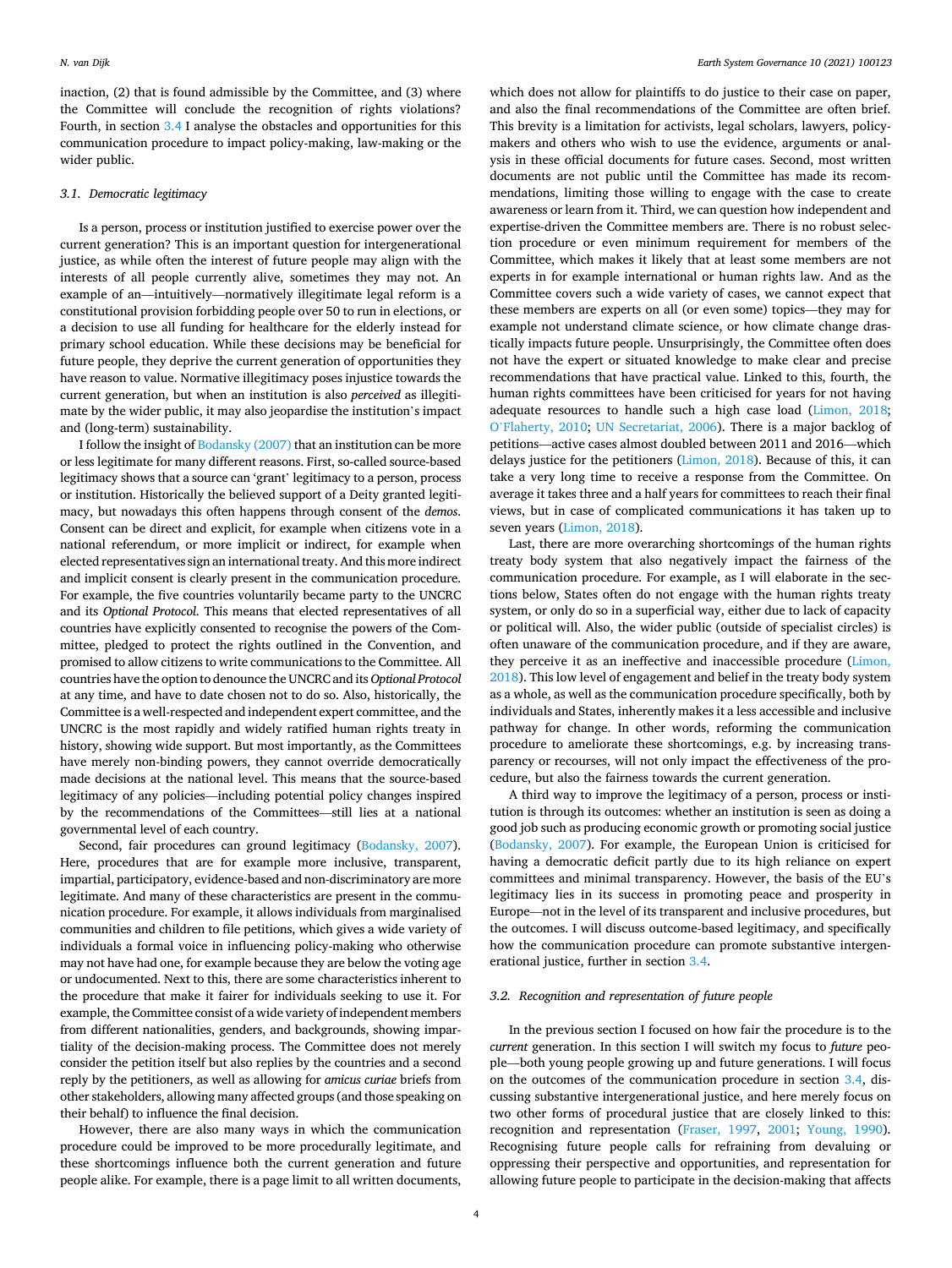inaction, (2) that is found admissible by the Committee, and (3) where the Committee will conclude the recognition of rights violations? Fourth, in section 3.4 I analyse the obstacles and opportunities for this communication procedure to impact policy-making, law-making or the wider public.

### 3.1. Democratic legitimacy

Is a person, process or institution justified to exercise power over the current generation? This is an important question for intergenerational justice, as while often the interest of future people may align with the interests of all people currently alive, sometimes they may not. An example of an—intuitively—normatively illegitimate legal reform is a constitutional provision forbidding people over 50 to run in elections, or a decision to use all funding for healthcare for the elderly instead for primary school education. While these decisions may be beneficial for future people, they deprive the current generation of opportunities they have reason to value. Normative illegitimacy poses injustice towards the current generation, but when an institution is also *perceived* as illegitimate by the wider public, it may also jeopardise the institution's impact and (long-term) sustainability.

I follow the insight of Bodansky (2007) that an institution can be more or less legitimate for many different reasons. First, so-called source-based legitimacy shows that a source can 'grant' legitimacy to a person, process or institution. Historically the believed support of a Deity granted legitimacy, but nowadays this often happens through consent of the *demos*. Consent can be direct and explicit, for example when citizens vote in a national referendum, or more implicit or indirect, for example when elected representatives sign an international treaty. And this more indirect and implicit consent is clearly present in the communication procedure. For example, the five countries voluntarily became party to the UNCRC and its *Optional Protocol*. This means that elected representatives of all countries have explicitly consented to recognise the powers of the Committee, pledged to protect the rights outlined in the Convention, and promised to allow citizens to write communications to the Committee. All countries have the option to denounce the UNCRC and its *Optional Protocol* at any time, and have to date chosen not to do so. Also, historically, the Committee is a well-respected and independent expert committee, and the UNCRC is the most rapidly and widely ratified human rights treaty in history, showing wide support. But most importantly, as the Committees have merely non-binding powers, they cannot override democratically made decisions at the national level. This means that the source-based legitimacy of any policies—including potential policy changes inspired by the recommendations of the Committees—still lies at a national governmental level of each country.

Second, fair procedures can ground legitimacy (Bodansky, 2007). Here, procedures that are for example more inclusive, transparent, impartial, participatory, evidence-based and non-discriminatory are more legitimate. And many of these characteristics are present in the communication procedure. For example, it allows individuals from marginalised communities and children to file petitions, which gives a wide variety of individuals a formal voice in influencing policy-making who otherwise may not have had one, for example because they are below the voting age or undocumented. Next to this, there are some characteristics inherent to the procedure that make it fairer for individuals seeking to use it. For example, the Committee consist of a wide variety of independent members from different nationalities, genders, and backgrounds, showing impartiality of the decision-making process. The Committee does not merely consider the petition itself but also replies by the countries and a second reply by the petitioners, as well as allowing for *amicus curiae* briefs from other stakeholders, allowing many affected groups (and those speaking on their behalf) to influence the final decision.

However, there are also many ways in which the communication procedure could be improved to be more procedurally legitimate, and these shortcomings influence both the current generation and future people alike. For example, there is a page limit to all written documents, which does not allow for plaintiffs to do justice to their case on paper, and also the final recommendations of the Committee are often brief. This brevity is a limitation for activists, legal scholars, lawyers, policy-makers and others who wish to use the evidence, arguments or analysis in these official documents for future cases. Second, most written documents are not public until the Committee has made its recommendations, limiting those willing to engage with the case to create awareness or learn from it. Third, we can question how independent and expertise-driven the Committee members are. There is no robust selection procedure or even minimum requirement for members of the Committee, which makes it likely that at least some members are not experts in for example international or human rights law. And as the Committee covers such a wide variety of cases, we cannot expect that these members are experts on all (or even some) topics—they may for example not understand climate science, or how climate change drastically impacts future people. Unsurprisingly, the Committee often does not have the expert or situated knowledge to make clear and precise recommendations that have practical value. Linked to this, fourth, the human rights committees have been criticised for years for not having adequate resources to handle such a high case load (Limon, 2018; O'Flaherty, 2010; UN Secretariat, 2006). There is a major backlog of petitions—active cases almost doubled between 2011 and 2016—which delays justice for the petitioners (Limon, 2018). Because of this, it can take a very long time to receive a response from the Committee. On average it takes three and a half years for committees to reach their final views, but in case of complicated communications it has taken up to seven years (Limon, 2018).

Last, there are more overarching shortcomings of the human rights treaty body system that also negatively impact the fairness of the communication procedure. For example, as I will elaborate in the sections below, States often do not engage with the human rights treaty system, or only do so in a superficial way, either due to lack of capacity or political will. Also, the wider public (outside of specialist circles) is often unaware of the communication procedure, and if they are aware, they perceive it as an ineffective and inaccessible procedure (Limon, 2018). This low level of engagement and belief in the treaty body system as a whole, as well as the communication procedure specifically, both by individuals and States, inherently makes it a less accessible and inclusive pathway for change. In other words, reforming the communication procedure to ameliorate these shortcomings, e.g. by increasing transparency or recourses, will not only impact the effectiveness of the procedure, but also the fairness towards the current generation.

A third way to improve the legitimacy of a person, process or institution is through its outcomes: whether an institution is seen as doing a good job such as producing economic growth or promoting social justice (Bodansky, 2007). For example, the European Union is criticised for having a democratic deficit partly due to its high reliance on expert committees and minimal transparency. However, the basis of the EU's legitimacy lies in its success in promoting peace and prosperity in Europe—not in the level of its transparent and inclusive procedures, but the outcomes. I will discuss outcome-based legitimacy, and specifically how the communication procedure can promote substantive intergenerational justice, further in section 3.4.

### 3.2. Recognition and representation of future people

In the previous section I focused on how fair the procedure is to the *current* generation. In this section I will switch my focus to *future* people—both young people growing up and future generations. I will focus on the outcomes of the communication procedure in section 3.4, discussing substantive intergenerational justice, and here merely focus on two other forms of procedural justice that are closely linked to this: recognition and representation (Fraser, 1997, 2001; Young, 1990). Recognising future people calls for refraining from devaluing or oppressing their perspective and opportunities, and representation for allowing future people to participate in the decision-making that affects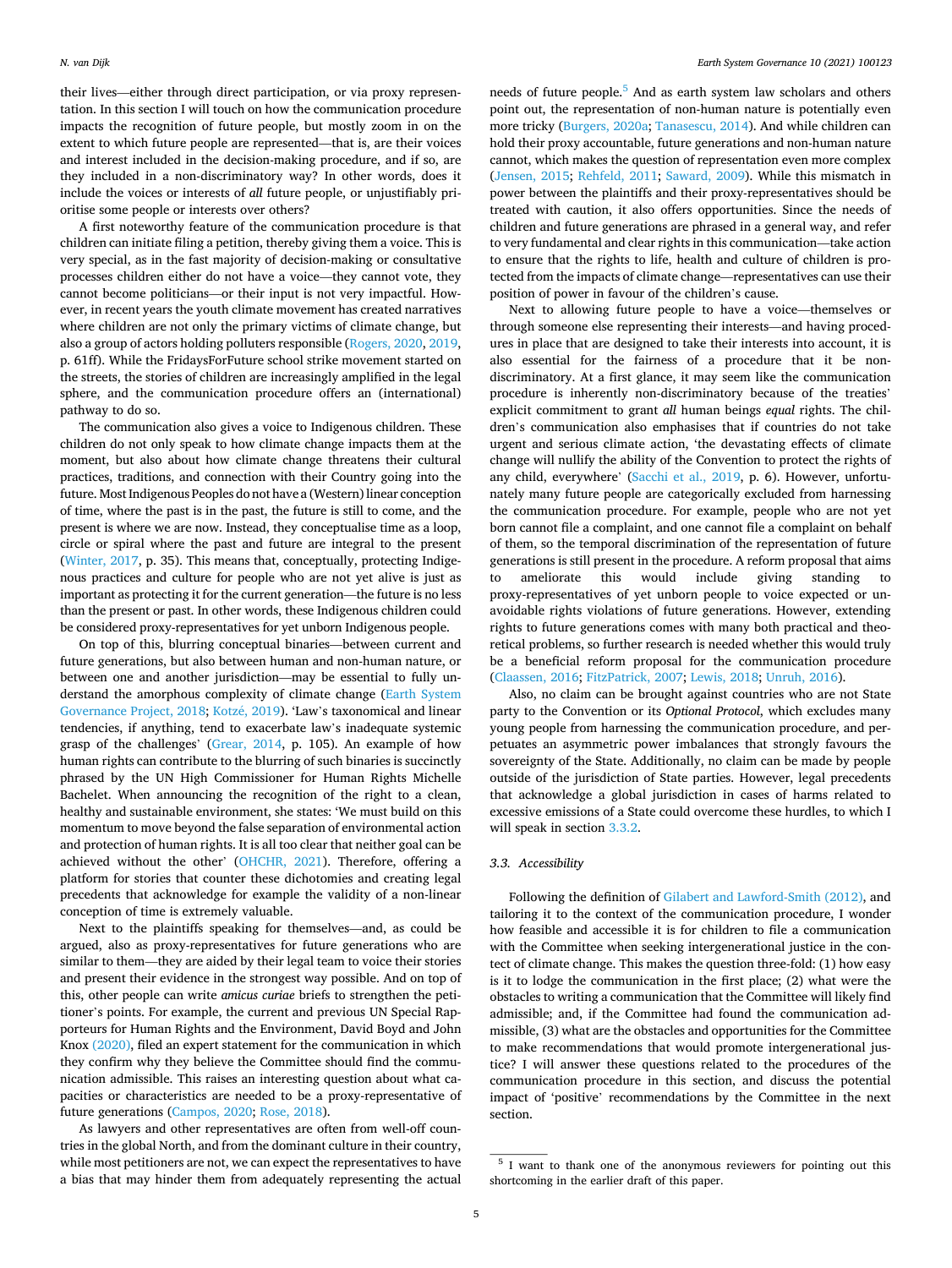their lives—either through direct participation, or via proxy representation. In this section I will touch on how the communication procedure impacts the recognition of future people, but mostly zoom in on the extent to which future people are represented—that is, are their voices and interest included in the decision-making procedure, and if so, are they included in a non-discriminatory way? In other words, does it include the voices or interests of *all* future people, or unjustifiably prioritise some people or interests over others?

A first noteworthy feature of the communication procedure is that children can initiate filing a petition, thereby giving them a voice. This is very special, as in the fast majority of decision-making or consultative processes children either do not have a voice—they cannot vote, they cannot become politicians—or their input is not very impactful. However, in recent years the youth climate movement has created narratives where children are not only the primary victims of climate change, but also a group of actors holding polluters responsible (Rogers, 2020, 2019, p. 61ff). While the FridaysForFuture school strike movement started on the streets, the stories of children are increasingly amplified in the legal sphere, and the communication procedure offers an (international) pathway to do so.

The communication also gives a voice to Indigenous children. These children do not only speak to how climate change impacts them at the moment, but also about how climate change threatens their cultural practices, traditions, and connection with their Country going into the future. Most Indigenous Peoples do not have a (Western) linear conception of time, where the past is in the past, the future is still to come, and the present is where we are now. Instead, they conceptualise time as a loop, circle or spiral where the past and future are integral to the present (Winter, 2017, p. 35). This means that, conceptually, protecting Indigenous practices and culture for people who are not yet alive is just as important as protecting it for the current generation—the future is no less than the present or past. In other words, these Indigenous children could be considered proxy-representatives for yet unborn Indigenous people.

On top of this, blurring conceptual binaries—between current and future generations, but also between human and non-human nature, or between one and another jurisdiction—may be essential to fully understand the amorphous complexity of climate change (Earth System Governance Project, 2018; Kotzé, 2019). 'Law's taxonomical and linear tendencies, if anything, tend to exacerbate law's inadequate systemic grasp of the challenges' (Grear, 2014, p. 105). An example of how human rights can contribute to the blurring of such binaries is succinctly phrased by the UN High Commissioner for Human Rights Michelle Bachelet. When announcing the recognition of the right to a clean, healthy and sustainable environment, she states: 'We must build on this momentum to move beyond the false separation of environmental action and protection of human rights. It is all too clear that neither goal can be achieved without the other' (OHCHR, 2021). Therefore, offering a platform for stories that counter these dichotomies and creating legal precedents that acknowledge for example the validity of a non-linear conception of time is extremely valuable.

Next to the plaintiffs speaking for themselves—and, as could be argued, also as proxy-representatives for future generations who are similar to them—they are aided by their legal team to voice their stories and present their evidence in the strongest way possible. And on top of this, other people can write *amicus curiae* briefs to strengthen the petitioner's points. For example, the current and previous UN Special Rapporteurs for Human Rights and the Environment, David Boyd and John Knox (2020), filed an expert statement for the communication in which they confirm why they believe the Committee should find the communication admissible. This raises an interesting question about what capacities or characteristics are needed to be a proxy-representative of future generations (Campos, 2020; Rose, 2018).

As lawyers and other representatives are often from well-off countries in the global North, and from the dominant culture in their country, while most petitioners are not, we can expect the representatives to have a bias that may hinder them from adequately representing the actual needs of future people.[5] And as earth system law scholars and others point out, the representation of non-human nature is potentially even more tricky (Burgers, 2020a; Tanasescu, 2014). And while children can hold their proxy accountable, future generations and non-human nature cannot, which makes the question of representation even more complex (Jensen, 2015; Rehfeld, 2011; Saward, 2009). While this mismatch in power between the plaintiffs and their proxy-representatives should be treated with caution, it also offers opportunities. Since the needs of children and future generations are phrased in a general way, and refer to very fundamental and clear rights in this communication—take action to ensure that the rights to life, health and culture of children is protected from the impacts of climate change—representatives can use their position of power in favour of the children's cause.

Next to allowing future people to have a voice—themselves or through someone else representing their interests—and having procedures in place that are designed to take their interests into account, it is also essential for the fairness of a procedure that it be non-discriminatory. At a first glance, it may seem like the communication procedure is inherently non-discriminatory because of the treaties' explicit commitment to grant *all* human beings *equal* rights. The children's communication also emphasises that if countries do not take urgent and serious climate action, 'the devastating effects of climate change will nullify the ability of the Convention to protect the rights of any child, everywhere' (Sacchi et al., 2019, p. 6). However, unfortunately many future people are categorically excluded from harnessing the communication procedure. For example, people who are not yet born cannot file a complaint, and one cannot file a complaint on behalf of them, so the temporal discrimination of the representation of future generations is still present in the procedure. A reform proposal that aims to ameliorate this would include giving standing to proxy-representatives of yet unborn people to voice expected or unavoidable rights violations of future generations. However, extending rights to future generations comes with many both practical and theoretical problems, so further research is needed whether this would truly be a beneficial reform proposal for the communication procedure (Claassen, 2016; FitzPatrick, 2007; Lewis, 2018; Unruh, 2016).

Also, no claim can be brought against countries who are not State party to the Convention or its *Optional Protocol*, which excludes many young people from harnessing the communication procedure, and perpetuates an asymmetric power imbalances that strongly favours the sovereignty of the State. Additionally, no claim can be made by people outside of the jurisdiction of State parties. However, legal precedents that acknowledge a global jurisdiction in cases of harms related to excessive emissions of a State could overcome these hurdles, to which I will speak in section 3.3.2.

### 3.3. Accessibility

Following the definition of Gilabert and Lawford-Smith (2012), and tailoring it to the context of the communication procedure, I wonder how feasible and accessible it is for children to file a communication with the Committee when seeking intergenerational justice in the context of climate change. This makes the question three-fold: (1) how easy is it to lodge the communication in the first place; (2) what were the obstacles to writing a communication that the Committee will likely find admissible; and, if the Committee had found the communication admissible, (3) what are the obstacles and opportunities for the Committee to make recommendations that would promote intergenerational justice? I will answer these questions related to the procedures of the communication procedure in this section, and discuss the potential impact of 'positive' recommendations by the Committee in the next section.

---

[5] I want to thank one of the anonymous reviewers for pointing out this shortcoming in the earlier draft of this paper.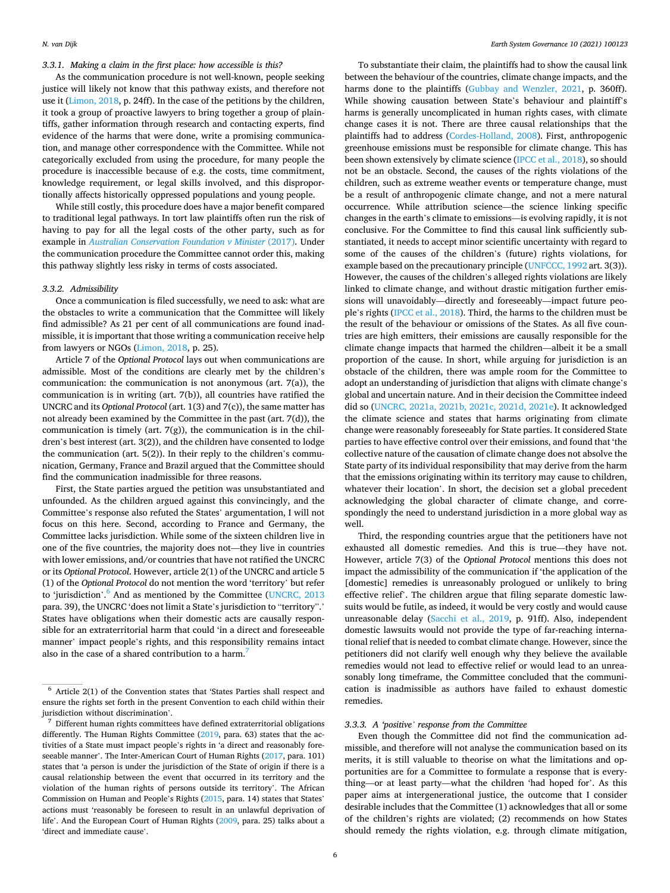#### 3.3.1. Making a claim in the first place: how accessible is this?

As the communication procedure is not well-known, people seeking justice will likely not know that this pathway exists, and therefore not use it (Limon, 2018, p. 24ff). In the case of the petitions by the children, it took a group of proactive lawyers to bring together a group of plaintiffs, gather information through research and contacting experts, find evidence of the harms that were done, write a promising communication, and manage other correspondence with the Committee. While not categorically excluded from using the procedure, for many people the procedure is inaccessible because of e.g. the costs, time commitment, knowledge requirement, or legal skills involved, and this disproportionally affects historically oppressed populations and young people.

While still costly, this procedure does have a major benefit compared to traditional legal pathways. In tort law plaintiffs often run the risk of having to pay for all the legal costs of the other party, such as for example in *Australian Conservation Foundation v Minister* (2017). Under the communication procedure the Committee cannot order this, making this pathway slightly less risky in terms of costs associated.

#### 3.3.2. Admissibility

Once a communication is filed successfully, we need to ask: what are the obstacles to write a communication that the Committee will likely find admissible? As 21 per cent of all communications are found inadmissible, it is important that those writing a communication receive help from lawyers or NGOs (Limon, 2018, p. 25).

Article 7 of the *Optional Protocol* lays out when communications are admissible. Most of the conditions are clearly met by the children's communication: the communication is not anonymous (art. 7(a)), the communication is in writing (art. 7(b)), all countries have ratified the UNCRC and its *Optional Protocol* (art. 1(3) and 7(c)), the same matter has not already been examined by the Committee in the past (art. 7(d)), the communication is timely (art. 7(g)), the communication is in the children's best interest (art. 3(2)), and the children have consented to lodge the communication (art. 5(2)). In their reply to the children's communication, Germany, France and Brazil argued that the Committee should find the communication inadmissible for three reasons.

First, the State parties argued the petition was unsubstantiated and unfounded. As the children argued against this convincingly, and the Committee's response also refuted the States' argumentation, I will not focus on this here. Second, according to France and Germany, the Committee lacks jurisdiction. While some of the sixteen children live in one of the five countries, the majority does not—they live in countries with lower emissions, and/or countries that have not ratified the UNCRC or its *Optional Protocol*. However, article 2(1) of the UNCRC and article 5 (1) of the *Optional Protocol* do not mention the word 'territory' but refer to 'jurisdiction'.[6] And as mentioned by the Committee (UNCRC, 2013 para. 39), the UNCRC 'does not limit a State's jurisdiction to "territory".' States have obligations when their domestic acts are causally responsible for an extraterritorial harm that could 'in a direct and foreseeable manner' impact people's rights, and this responsibility remains intact also in the case of a shared contribution to a harm.[7]

To substantiate their claim, the plaintiffs had to show the causal link between the behaviour of the countries, climate change impacts, and the harms done to the plaintiffs (Gubbay and Wenzler, 2021, p. 360ff). While showing causation between State's behaviour and plaintiff's harms is generally uncomplicated in human rights cases, with climate change cases it is not. There are three causal relationships that the plaintiffs had to address (Cordes-Holland, 2008). First, anthropogenic greenhouse emissions must be responsible for climate change. This has been shown extensively by climate science (IPCC et al., 2018), so should not be an obstacle. Second, the causes of the rights violations of the children, such as extreme weather events or temperature change, must be a result of anthropogenic climate change, and not a mere natural occurrence. While attribution science—the science linking specific changes in the earth's climate to emissions—is evolving rapidly, it is not conclusive. For the Committee to find this causal link sufficiently substantiated, it needs to accept minor scientific uncertainty with regard to some of the causes of the children's (future) rights violations, for example based on the precautionary principle (UNFCCC, 1992 art. 3(3)). However, the causes of the children's alleged rights violations are likely linked to climate change, and without drastic mitigation further emissions will unavoidably—directly and foreseeably—impact future people's rights (IPCC et al., 2018). Third, the harms to the children must be the result of the behaviour or omissions of the States. As all five countries are high emitters, their emissions are causally responsible for the climate change impacts that harmed the children—albeit it be a small proportion of the cause. In short, while arguing for jurisdiction is an obstacle of the children, there was ample room for the Committee to adopt an understanding of jurisdiction that aligns with climate change's global and uncertain nature. And in their decision the Committee indeed did so (UNCRC, 2021a, 2021b, 2021c, 2021d, 2021e). It acknowledged the climate science and states that harms originating from climate change were reasonably foreseeably for State parties. It considered State parties to have effective control over their emissions, and found that 'the collective nature of the causation of climate change does not absolve the State party of its individual responsibility that may derive from the harm that the emissions originating within its territory may cause to children, whatever their location'. In short, the decision set a global precedent acknowledging the global character of climate change, and correspondingly the need to understand jurisdiction in a more global way as well.

Third, the responding countries argue that the petitioners have not exhausted all domestic remedies. And this is true—they have not. However, article 7(3) of the *Optional Protocol* mentions this does not impact the admissibility of the communication if 'the application of the [domestic] remedies is unreasonably prologued or unlikely to bring effective relief'. The children argue that filing separate domestic lawsuits would be futile, as indeed, it would be very costly and would cause unreasonable delay (Sacchi et al., 2019, p. 91ff). Also, independent domestic lawsuits would not provide the type of far-reaching international relief that is needed to combat climate change. However, since the petitioners did not clarify well enough why they believe the available remedies would not lead to effective relief or would lead to an unreasonably long timeframe, the Committee concluded that the communication is inadmissible as authors have failed to exhaust domestic remedies.

#### 3.3.3. A 'positive' response from the Committee

Even though the Committee did not find the communication admissible, and therefore will not analyse the communication based on its merits, it is still valuable to theorise on what the limitations and opportunities are for a Committee to formulate a response that is everything—or at least party—what the children 'had hoped for'. As this paper aims at intergenerational justice, the outcome that I consider desirable includes that the Committee (1) acknowledges that all or some of the children's rights are violated; (2) recommends on how States should remedy the rights violation, e.g. through climate mitigation,

---

[6] Article 2(1) of the Convention states that 'States Parties shall respect and ensure the rights set forth in the present Convention to each child within their jurisdiction without discrimination'.

[7] Different human rights committees have defined extraterritorial obligations differently. The Human Rights Committee (2019, para. 63) states that the activities of a State must impact people's rights in 'a direct and reasonably foreseeable manner'. The Inter-American Court of Human Rights (2017, para. 101) states that 'a person is under the jurisdiction of the State of origin if there is a causal relationship between the event that occurred in its territory and the violation of the human rights of persons outside its territory'. The African Commission on Human and People's Rights (2015, para. 14) states that States' actions must 'reasonably be foreseen to result in an unlawful deprivation of life'. And the European Court of Human Rights (2009, para. 25) talks about a 'direct and immediate cause'.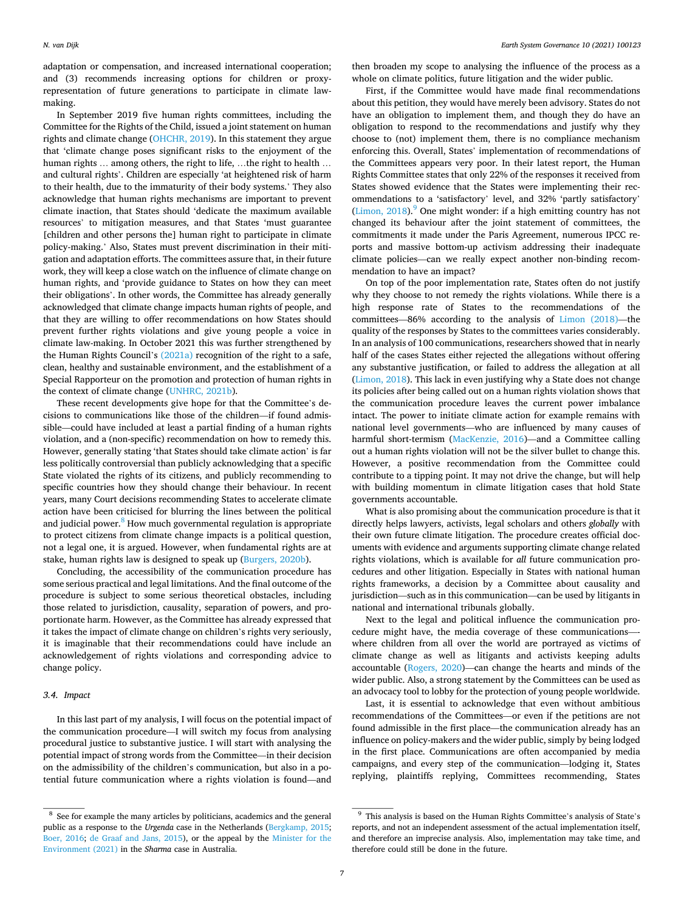adaptation or compensation, and increased international cooperation; and (3) recommends increasing options for children or proxy-representation of future generations to participate in climate law-making.

In September 2019 five human rights committees, including the Committee for the Rights of the Child, issued a joint statement on human rights and climate change (OHCHR, 2019). In this statement they argue that 'climate change poses significant risks to the enjoyment of the human rights … among others, the right to life, …the right to health … and cultural rights'. Children are especially 'at heightened risk of harm to their health, due to the immaturity of their body systems.' They also acknowledge that human rights mechanisms are important to prevent climate inaction, that States should 'dedicate the maximum available resources' to mitigation measures, and that States 'must guarantee [children and other persons the] human right to participate in climate policy-making.' Also, States must prevent discrimination in their mitigation and adaptation efforts. The committees assure that, in their future work, they will keep a close watch on the influence of climate change on human rights, and 'provide guidance to States on how they can meet their obligations'. In other words, the Committee has already generally acknowledged that climate change impacts human rights of people, and that they are willing to offer recommendations on how States should prevent further rights violations and give young people a voice in climate law-making. In October 2021 this was further strengthened by the Human Rights Council's (2021a) recognition of the right to a safe, clean, healthy and sustainable environment, and the establishment of a Special Rapporteur on the promotion and protection of human rights in the context of climate change (UNHRC, 2021b).

These recent developments give hope for that the Committee's decisions to communications like those of the children—if found admissible—could have included at least a partial finding of a human rights violation, and a (non-specific) recommendation on how to remedy this. However, generally stating 'that States should take climate action' is far less politically controversial than publicly acknowledging that a specific State violated the rights of its citizens, and publicly recommending to specific countries how they should change their behaviour. In recent years, many Court decisions recommending States to accelerate climate action have been criticised for blurring the lines between the political and judicial power.[8] How much governmental regulation is appropriate to protect citizens from climate change impacts is a political question, not a legal one, it is argued. However, when fundamental rights are at stake, human rights law is designed to speak up (Burgers, 2020b).

Concluding, the accessibility of the communication procedure has some serious practical and legal limitations. And the final outcome of the procedure is subject to some serious theoretical obstacles, including those related to jurisdiction, causality, separation of powers, and proportionate harm. However, as the Committee has already expressed that it takes the impact of climate change on children's rights very seriously, it is imaginable that their recommendations could have include an acknowledgement of rights violations and corresponding advice to change policy.

### 3.4. Impact

In this last part of my analysis, I will focus on the potential impact of the communication procedure—I will switch my focus from analysing procedural justice to substantive justice. I will start with analysing the potential impact of strong words from the Committee—in their decision on the admissibility of the children's communication, but also in a potential future communication where a rights violation is found—and then broaden my scope to analysing the influence of the process as a whole on climate politics, future litigation and the wider public.

First, if the Committee would have made final recommendations about this petition, they would have merely been advisory. States do not have an obligation to implement them, and though they do have an obligation to respond to the recommendations and justify why they choose to (not) implement them, there is no compliance mechanism enforcing this. Overall, States' implementation of recommendations of the Committees appears very poor. In their latest report, the Human Rights Committee states that only 22% of the responses it received from States showed evidence that the States were implementing their recommendations to a 'satisfactory' level, and 32% 'partly satisfactory' (Limon, 2018).[9] One might wonder: if a high emitting country has not changed its behaviour after the joint statement of committees, the commitments it made under the Paris Agreement, numerous IPCC reports and massive bottom-up activism addressing their inadequate climate policies—can we really expect another non-binding recommendation to have an impact?

On top of the poor implementation rate, States often do not justify why they choose to not remedy the rights violations. While there is a high response rate of States to the recommendations of the committees—86% according to the analysis of Limon (2018)—the quality of the responses by States to the committees varies considerably. In an analysis of 100 communications, researchers showed that in nearly half of the cases States either rejected the allegations without offering any substantive justification, or failed to address the allegation at all (Limon, 2018). This lack in even justifying why a State does not change its policies after being called out on a human rights violation shows that the communication procedure leaves the current power imbalance intact. The power to initiate climate action for example remains with national level governments—who are influenced by many causes of harmful short-termism (MacKenzie, 2016)—and a Committee calling out a human rights violation will not be the silver bullet to change this. However, a positive recommendation from the Committee could contribute to a tipping point. It may not drive the change, but will help with building momentum in climate litigation cases that hold State governments accountable.

What is also promising about the communication procedure is that it directly helps lawyers, activists, legal scholars and others *globally* with their own future climate litigation. The procedure creates official documents with evidence and arguments supporting climate change related rights violations, which is available for *all* future communication procedures and other litigation. Especially in States with national human rights frameworks, a decision by a Committee about causality and jurisdiction—such as in this communication—can be used by litigants in national and international tribunals globally.

Next to the legal and political influence the communication procedure might have, the media coverage of these communications—where children from all over the world are portrayed as victims of climate change as well as litigants and activists keeping adults accountable (Rogers, 2020)—can change the hearts and minds of the wider public. Also, a strong statement by the Committees can be used as an advocacy tool to lobby for the protection of young people worldwide.

Last, it is essential to acknowledge that even without ambitious recommendations of the Committees—or even if the petitions are not found admissible in the first place—the communication already has an influence on policy-makers and the wider public, simply by being lodged in the first place. Communications are often accompanied by media campaigns, and every step of the communication—lodging it, States replying, plaintiffs replying, Committees recommending, States

---

[8] See for example the many articles by politicians, academics and the general public as a response to the *Urgenda* case in the Netherlands (Bergkamp, 2015; Boer, 2016; de Graaf and Jans, 2015), or the appeal by the Minister for the Environment (2021) in the *Sharma* case in Australia.

[9] This analysis is based on the Human Rights Committee's analysis of State's reports, and not an independent assessment of the actual implementation itself, and therefore an imprecise analysis. Also, implementation may take time, and therefore could still be done in the future.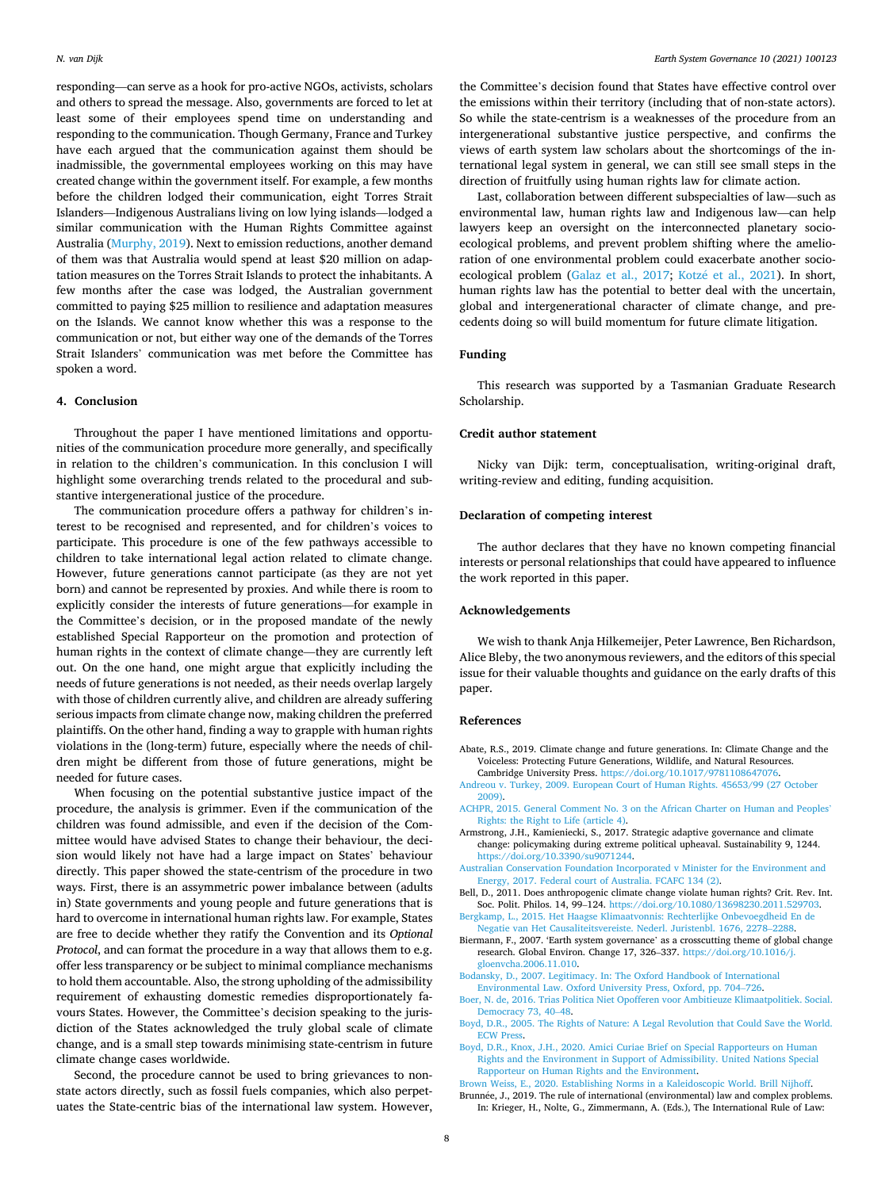responding—can serve as a hook for pro-active NGOs, activists, scholars and others to spread the message. Also, governments are forced to let at least some of their employees spend time on understanding and responding to the communication. Though Germany, France and Turkey have each argued that the communication against them should be inadmissible, the governmental employees working on this may have created change within the government itself. For example, a few months before the children lodged their communication, eight Torres Strait Islanders—Indigenous Australians living on low lying islands—lodged a similar communication with the Human Rights Committee against Australia (Murphy, 2019). Next to emission reductions, another demand of them was that Australia would spend at least $20 million on adaptation measures on the Torres Strait Islands to protect the inhabitants. A few months after the case was lodged, the Australian government committed to paying $25 million to resilience and adaptation measures on the Islands. We cannot know whether this was a response to the communication or not, but either way one of the demands of the Torres Strait Islanders' communication was met before the Committee has spoken a word.

## 4. Conclusion

Throughout the paper I have mentioned limitations and opportunities of the communication procedure more generally, and specifically in relation to the children's communication. In this conclusion I will highlight some overarching trends related to the procedural and substantive intergenerational justice of the procedure.

The communication procedure offers a pathway for children's interest to be recognised and represented, and for children's voices to participate. This procedure is one of the few pathways accessible to children to take international legal action related to climate change. However, future generations cannot participate (as they are not yet born) and cannot be represented by proxies. And while there is room to explicitly consider the interests of future generations—for example in the Committee's decision, or in the proposed mandate of the newly established Special Rapporteur on the promotion and protection of human rights in the context of climate change—they are currently left out. On the one hand, one might argue that explicitly including the needs of future generations is not needed, as their needs overlap largely with those of children currently alive, and children are already suffering serious impacts from climate change now, making children the preferred plaintiffs. On the other hand, finding a way to grapple with human rights violations in the (long-term) future, especially where the needs of children might be different from those of future generations, might be needed for future cases.

When focusing on the potential substantive justice impact of the procedure, the analysis is grimmer. Even if the communication of the children was found admissible, and even if the decision of the Committee would have advised States to change their behaviour, the decision would likely not have had a large impact on States' behaviour directly. This paper showed the state-centrism of the procedure in two ways. First, there is an assymmetric power imbalance between (adults in) State governments and young people and future generations that is hard to overcome in international human rights law. For example, States are free to decide whether they ratify the Convention and its *Optional Protocol*, and can format the procedure in a way that allows them to e.g. offer less transparency or be subject to minimal compliance mechanisms to hold them accountable. Also, the strong upholding of the admissibility requirement of exhausting domestic remedies disproportionately favours States. However, the Committee's decision speaking to the jurisdiction of the States acknowledged the truly global scale of climate change, and is a small step towards minimising state-centrism in future climate change cases worldwide.

Second, the procedure cannot be used to bring grievances to non-state actors directly, such as fossil fuels companies, which also perpetuates the State-centric bias of the international law system. However, the Committee's decision found that States have effective control over the emissions within their territory (including that of non-state actors). So while the state-centrism is a weaknesses of the procedure from an intergenerational substantive justice perspective, and confirms the views of earth system law scholars about the shortcomings of the international legal system in general, we can still see small steps in the direction of fruitfully using human rights law for climate action.

Last, collaboration between different subspecialties of law—such as environmental law, human rights law and Indigenous law—can help lawyers keep an oversight on the interconnected planetary socio-ecological problems, and prevent problem shifting where the amelioration of one environmental problem could exacerbate another socio-ecological problem (Galaz et al., 2017; Kotzé et al., 2021). In short, human rights law has the potential to better deal with the uncertain, global and intergenerational character of climate change, and precedents doing so will build momentum for future climate litigation.

## Funding

This research was supported by a Tasmanian Graduate Research Scholarship.

## Credit author statement

Nicky van Dijk: term, conceptualisation, writing-original draft, writing-review and editing, funding acquisition.

## Declaration of competing interest

The author declares that they have no known competing financial interests or personal relationships that could have appeared to influence the work reported in this paper.

## Acknowledgements

We wish to thank Anja Hilkemeijer, Peter Lawrence, Ben Richardson, Alice Bleby, the two anonymous reviewers, and the editors of this special issue for their valuable thoughts and guidance on the early drafts of this paper.

## References

Abate, R.S., 2019. Climate change and future generations. In: Climate Change and the Voiceless: Protecting Future Generations, Wildlife, and Natural Resources. Cambridge University Press. https://doi.org/10.1017/9781108647076.

Andreou v. Turkey, 2009. European Court of Human Rights. 45653/99 (27 October 2009).

ACHPR, 2015. General Comment No. 3 on the African Charter on Human and Peoples' Rights: the Right to Life (article 4).

Armstrong, J.H., Kamieniecki, S., 2017. Strategic adaptive governance and climate change: policymaking during extreme political upheaval. Sustainability 9, 1244. https://doi.org/10.3390/su9071244.

Australian Conservation Foundation Incorporated v Minister for the Environment and Energy, 2017. Federal court of Australia. FCAFC 134 (2).

Bell, D., 2011. Does anthropogenic climate change violate human rights? Crit. Rev. Int. Soc. Polit. Philos. 14, 99–124. https://doi.org/10.1080/13698230.2011.529703.

Bergkamp, L., 2015. Het Haagse Klimaatvonnis: Rechterlijke Onbevoegdheid En de Negatie van Het Causaliteitsvereiste. Nederl. Juristenbl. 1676, 2278–2288.

Biermann, F., 2007. 'Earth system governance' as a crosscutting theme of global change research. Global Environ. Change 17, 326–337. https://doi.org/10.1016/j.gloenvcha.2006.11.010.

Bodansky, D., 2007. Legitimacy. In: The Oxford Handbook of International Environmental Law. Oxford University Press, Oxford, pp. 704–726.

Boer, N. de, 2016. Trias Politica Niet Opofferen voor Ambitieuze Klimaatpolitiek. Social. Democracy 73, 40–48.

Boyd, D.R., 2005. The Rights of Nature: A Legal Revolution that Could Save the World. ECW Press.

Boyd, D.R., Knox, J.H., 2020. Amici Curiae Brief on Special Rapporteurs on Human Rights and the Environment in Support of Admissibility. United Nations Special Rapporteur on Human Rights and the Environment.

Brown Weiss, E., 2020. Establishing Norms in a Kaleidoscopic World. Brill Nijhoff.

Brunnée, J., 2019. The rule of international (environmental) law and complex problems. In: Krieger, H., Nolte, G., Zimmermann, A. (Eds.), The International Rule of Law: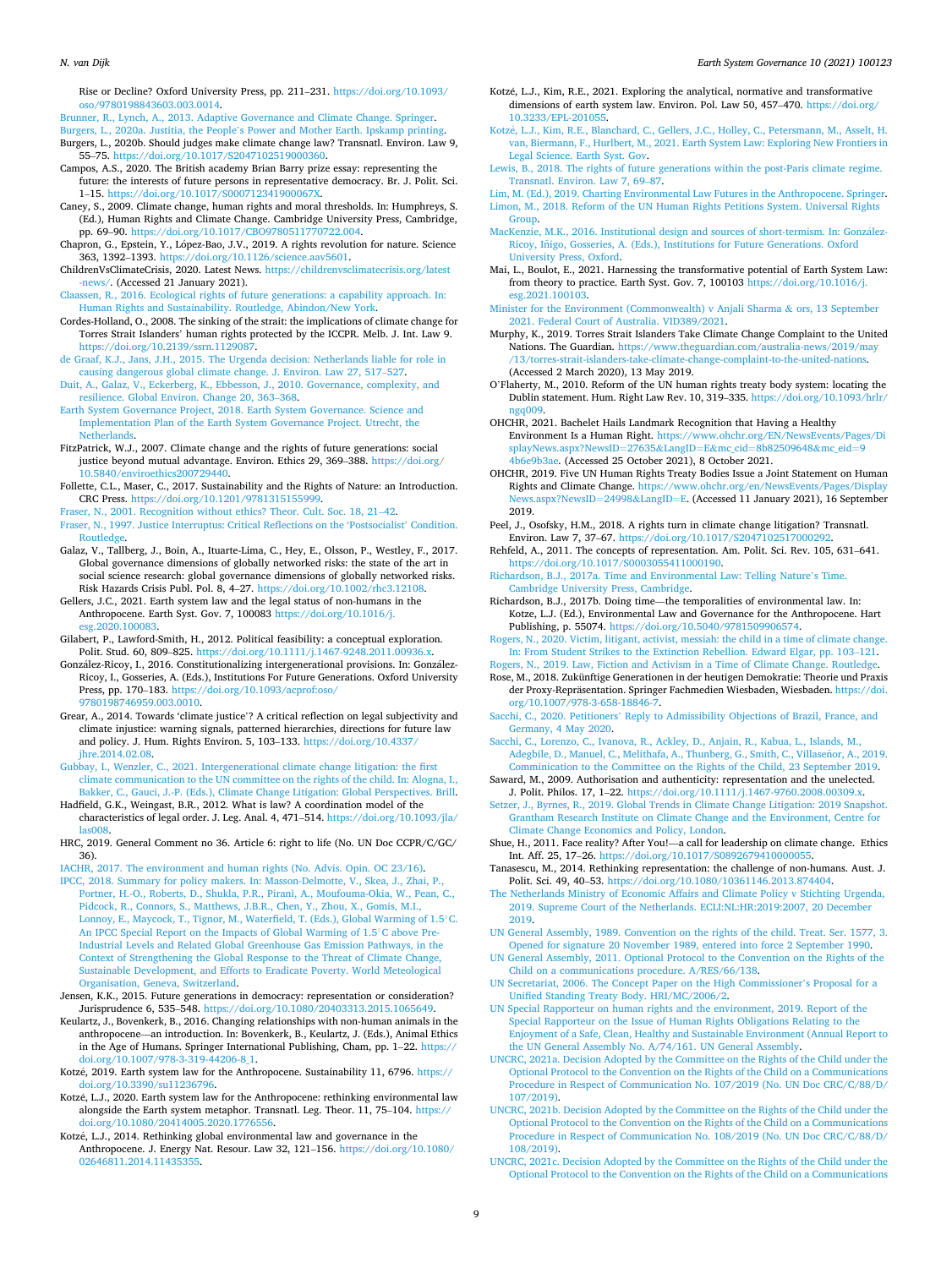Rise or Decline? Oxford University Press, pp. 211–231. https://doi.org/10.1093/oso/9780198843603.003.0014.

Brunner, R., Lynch, A., 2013. Adaptive Governance and Climate Change. Springer.

Burgers, L., 2020a. Justitia, the People's Power and Mother Earth. Ipskamp printing.

Burgers, L., 2020b. Should judges make climate change law? Transnatl. Environ. Law 9, 55–75. https://doi.org/10.1017/S2047102519000360.

Campos, A.S., 2020. The British academy Brian Barry prize essay: representing the future: the interests of future persons in representative democracy. Br. J. Polit. Sci. 1–15. https://doi.org/10.1017/S000712341900067X.

Caney, S., 2009. Climate change, human rights and moral thresholds. In: Humphreys, S. (Ed.), Human Rights and Climate Change. Cambridge University Press, Cambridge, pp. 69–90. https://doi.org/10.1017/CBO9780511770722.004.

Chapron, G., Epstein, Y., López-Bao, J.V., 2019. A rights revolution for nature. Science 363, 1392–1393. https://doi.org/10.1126/science.aav5601.

ChildrenVsClimateCrisis, 2020. Latest News. https://childrenvsclimatecrisis.org/latest-news/. (Accessed 21 January 2021).

Claassen, R., 2016. Ecological rights of future generations: a capability approach. In: Human Rights and Sustainability. Routledge, Abindon/New York.

Cordes-Holland, O., 2008. The sinking of the strait: the implications of climate change for Torres Strait Islanders' human rights protected by the ICCPR. Melb. J. Int. Law 9. https://doi.org/10.2139/ssrn.1129087.

de Graaf, K.J., Jans, J.H., 2015. The Urgenda decision: Netherlands liable for role in causing dangerous global climate change. J. Environ. Law 27, 517–527.

Duit, A., Galaz, V., Eckerberg, K., Ebbesson, J., 2010. Governance, complexity, and resilience. Global Environ. Change 20, 363–368.

Earth System Governance Project, 2018. Earth System Governance. Science and Implementation Plan of the Earth System Governance Project. Utrecht, the Netherlands.

FitzPatrick, W.J., 2007. Climate change and the rights of future generations: social justice beyond mutual advantage. Environ. Ethics 29, 369–388. https://doi.org/10.5840/enviroethics200729440.

Follette, C.L., Maser, C., 2017. Sustainability and the Rights of Nature: an Introduction. CRC Press. https://doi.org/10.1201/9781315155999.

Fraser, N., 2001. Recognition without ethics? Theor. Cult. Soc. 18, 21–42.

Fraser, N., 1997. Justice Interruptus: Critical Reflections on the 'Postsocialist' Condition. Routledge.

Galaz, V., Tallberg, J., Boin, A., Ituarte-Lima, C., Hey, E., Olsson, P., Westley, F., 2017. Global governance dimensions of globally networked risks: the state of the art in social science research: global governance dimensions of globally networked risks. Risk Hazards Crisis Publ. Pol. 8, 4–27. https://doi.org/10.1002/rhc3.12108.

Gellers, J.C., 2021. Earth system law and the legal status of non-humans in the Anthropocene. Earth Syst. Gov. 7, 100083 https://doi.org/10.1016/j.esg.2020.100083.

Gilabert, P., Lawford-Smith, H., 2012. Political feasibility: a conceptual exploration. Polit. Stud. 60, 809–825. https://doi.org/10.1111/j.1467-9248.2011.00936.x.

González-Ricoy, I., 2016. Constitutionalizing intergenerational provisions. In: González-Ricoy, I., Gosseries, A. (Eds.), Institutions For Future Generations. Oxford University Press, pp. 170–183. https://doi.org/10.1093/acprof:oso/9780198746959.003.0010.

Grear, A., 2014. Towards 'climate justice'? A critical reflection on legal subjectivity and climate injustice: warning signals, patterned hierarchies, directions for future law and policy. J. Hum. Rights Environ. 5, 103–133. https://doi.org/10.4337/jhre.2014.02.08.

Gubbay, I., Wenzler, C., 2021. Intergenerational climate change litigation: the first climate communication to the UN committee on the rights of the child. In: Alogna, I., Bakker, C., Gauci, J.-P. (Eds.), Climate Change Litigation: Global Perspectives. Brill.

Hadfield, G.K., Weingast, B.R., 2012. What is law? A coordination model of the characteristics of legal order. J. Leg. Anal. 4, 471–514. https://doi.org/10.1093/jla/las008.

HRC, 2019. General Comment no 36. Article 6: right to life (No. UN Doc CCPR/C/GC/36).

IACHR, 2017. The environment and human rights (No. Advis. Opin. OC 23/16).

IPCC, 2018. Summary for policy makers. In: Masson-Delmotte, V., Skea, J., Zhai, P., Portner, H.-O., Roberts, D., Shukla, P.R., Pirani, A., Moufouma-Okia, W., Pean, C., Pidcock, R., Connors, S., Matthews, J.B.R., Chen, Y., Zhou, X., Gomis, M.I., Lonnoy, E., Maycock, T., Tignor, M., Waterfield, T. (Eds.), Global Warming of 1.5°C. An IPCC Special Report on the Impacts of Global Warming of 1.5°C above Pre-Industrial Levels and Related Global Greenhouse Gas Emission Pathways, in the Context of Strengthening the Global Response to the Threat of Climate Change, Sustainable Development, and Efforts to Eradicate Poverty. World Meteological Organisation, Geneva, Switzerland.

Jensen, K.K., 2015. Future generations in democracy: representation or consideration? Jurisprudence 6, 535–548. https://doi.org/10.1080/20403313.2015.1065649.

Keulartz, J., Bovenkerk, B., 2016. Changing relationships with non-human animals in the anthropocene—an introduction. In: Bovenkerk, B., Keulartz, J. (Eds.), Animal Ethics in the Age of Humans. Springer International Publishing, Cham, pp. 1–22. https://doi.org/10.1007/978-3-319-44206-8_1.

Kotzé, 2019. Earth system law for the Anthropocene. Sustainability 11, 6796. https://doi.org/10.3390/su11236796.

Kotzé, L.J., 2020. Earth system law for the Anthropocene: rethinking environmental law alongside the Earth system metaphor. Transnatl. Leg. Theor. 11, 75–104. https://doi.org/10.1080/20414005.2020.1776556.

Kotzé, L.J., 2014. Rethinking global environmental law and governance in the Anthropocene. J. Energy Nat. Resour. Law 32, 121–156. https://doi.org/10.1080/02646811.2014.11435355.

Kotzé, L.J., Kim, R.E., 2021. Exploring the analytical, normative and transformative dimensions of earth system law. Environ. Pol. Law 50, 457–470. https://doi.org/10.3233/EPL-201055.

Kotzé, L.J., Kim, R.E., Blanchard, C., Gellers, J.C., Holley, C., Petersmann, M., Asselt, H. van, Biermann, F., Hurlbert, M., 2021. Earth System Law: Exploring New Frontiers in Legal Science. Earth Syst. Gov.

Lewis, B., 2018. The rights of future generations within the post-Paris climate regime. Transnatl. Environ. Law 7, 69–87.

Lim, M. (Ed.), 2019. Charting Environmental Law Futures in the Anthropocene. Springer.

Limon, M., 2018. Reform of the UN Human Rights Petitions System. Universal Rights Group.

MacKenzie, M.K., 2016. Institutional design and sources of short-termism. In: González-Ricoy, Iñigo, Gosseries, A. (Eds.), Institutions for Future Generations. Oxford University Press, Oxford.

Mai, L., Boulot, E., 2021. Harnessing the transformative potential of Earth System Law: from theory to practice. Earth Syst. Gov. 7, 100103 https://doi.org/10.1016/j.esg.2021.100103.

Minister for the Environment (Commonwealth) v Anjali Sharma & ors, 13 September 2021. Federal Court of Australia. VID389/2021.

Murphy, K., 2019. Torres Strait Islanders Take Climate Change Complaint to the United Nations. The Guardian. https://www.theguardian.com/australia-news/2019/may/13/torres-strait-islanders-take-climate-change-complaint-to-the-united-nations. (Accessed 2 March 2020), 13 May 2019.

O'Flaherty, M., 2010. Reform of the UN human rights treaty body system: locating the Dublin statement. Hum. Right Law Rev. 10, 319–335. https://doi.org/10.1093/hrlr/ngq009.

OHCHR, 2021. Bachelet Hails Landmark Recognition that Having a Healthy Environment Is a Human Right. https://www.ohchr.org/EN/NewsEvents/Pages/DisplayNews.aspx?NewsID=27635&LangID=E&mc_cid=8b82509648&mc_eid=94b6e9b3ae. (Accessed 25 October 2021), 8 October 2021.

OHCHR, 2019. Five UN Human Rights Treaty Bodies Issue a Joint Statement on Human Rights and Climate Change. https://www.ohchr.org/en/NewsEvents/Pages/DisplayNews.aspx?NewsID=24998&LangID=E. (Accessed 11 January 2021), 16 September 2019.

Peel, J., Osofsky, H.M., 2018. A rights turn in climate change litigation? Transnatl. Environ. Law 7, 37–67. https://doi.org/10.1017/S2047102517000292.

Rehfeld, A., 2011. The concepts of representation. Am. Polit. Sci. Rev. 105, 631–641. https://doi.org/10.1017/S0003055411000190.

Richardson, B.J., 2017a. Time and Environmental Law: Telling Nature's Time. Cambridge University Press, Cambridge.

Richardson, B.J., 2017b. Doing time—the temporalities of environmental law. In: Kotze, L.J. (Ed.), Environmental Law and Governance for the Anthropocene. Hart Publishing, p. 55074. https://doi.org/10.5040/9781509906574.

Rogers, N., 2020. Victim, litigant, activist, messiah: the child in a time of climate change. In: From Student Strikes to the Extinction Rebellion. Edward Elgar, pp. 103–121.

Rogers, N., 2019. Law, Fiction and Activism in a Time of Climate Change. Routledge.

Rose, M., 2018. Zukünftige Generationen in der heutigen Demokratie: Theorie und Praxis der Proxy-Repräsentation. Springer Fachmedien Wiesbaden, Wiesbaden. https://doi.org/10.1007/978-3-658-18846-7.

Sacchi, C., 2020. Petitioners' Reply to Admissibility Objections of Brazil, France, and Germany, 4 May 2020.

Sacchi, C., Lorenzo, C., Ivanova, R., Ackley, D., Anjain, R., Kabua, L., Islands, M., Adegbile, D., Manuel, C., Melithafa, A., Thunberg, G., Smith, C., Villaseñor, A., 2019. Comminication to the Committee on the Rights of the Child, 23 September 2019.

Saward, M., 2009. Authorisation and authenticity: representation and the unelected. J. Polit. Philos. 17, 1–22. https://doi.org/10.1111/j.1467-9760.2008.00309.x.

Setzer, J., Byrnes, R., 2019. Global Trends in Climate Change Litigation: 2019 Snapshot. Grantham Research Institute on Climate Change and the Environment, Centre for Climate Change Economics and Policy, London.

Shue, H., 2011. Face reality? After You!—a call for leadership on climate change. Ethics Int. Aff. 25, 17–26. https://doi.org/10.1017/S0892679410000055.

Tanasescu, M., 2014. Rethinking representation: the challenge of non-humans. Aust. J. Polit. Sci. 49, 40–53. https://doi.org/10.1080/10361146.2013.874404.

The Netherlands Ministry of Economic Affairs and Climate Policy v Stichting Urgenda, 2019. Supreme Court of the Netherlands. ECLI:NL:HR:2019:2007, 20 December 2019.

UN General Assembly, 1989. Convention on the rights of the child. Treat. Ser. 1577, 3. Opened for signature 20 November 1989, entered into force 2 September 1990.

UN General Assembly, 2011. Optional Protocol to the Convention on the Rights of the Child on a communications procedure. A/RES/66/138.

UN Secretariat, 2006. The Concept Paper on the High Commissioner's Proposal for a Unified Standing Treaty Body. HRI/MC/2006/2.

UN Special Rapporteur on human rights and the environment, 2019. Report of the Special Rapporteur on the Issue of Human Rights Obligations Relating to the Enjoyment of a Safe, Clean, Healthy and Sustainable Environment (Annual Report to the UN General Assembly No. A/74/161. UN General Assembly.

UNCRC, 2021a. Decision Adopted by the Committee on the Rights of the Child under the Optional Protocol to the Convention on the Rights of the Child on a Communications Procedure in Respect of Communication No. 107/2019 (No. UN Doc CRC/C/88/D/107/2019).

UNCRC, 2021b. Decision Adopted by the Committee on the Rights of the Child under the Optional Protocol to the Convention on the Rights of the Child on a Communications Procedure in Respect of Communication No. 108/2019 (No. UN Doc CRC/C/88/D/108/2019).

UNCRC, 2021c. Decision Adopted by the Committee on the Rights of the Child under the Optional Protocol to the Convention on the Rights of the Child on a Communications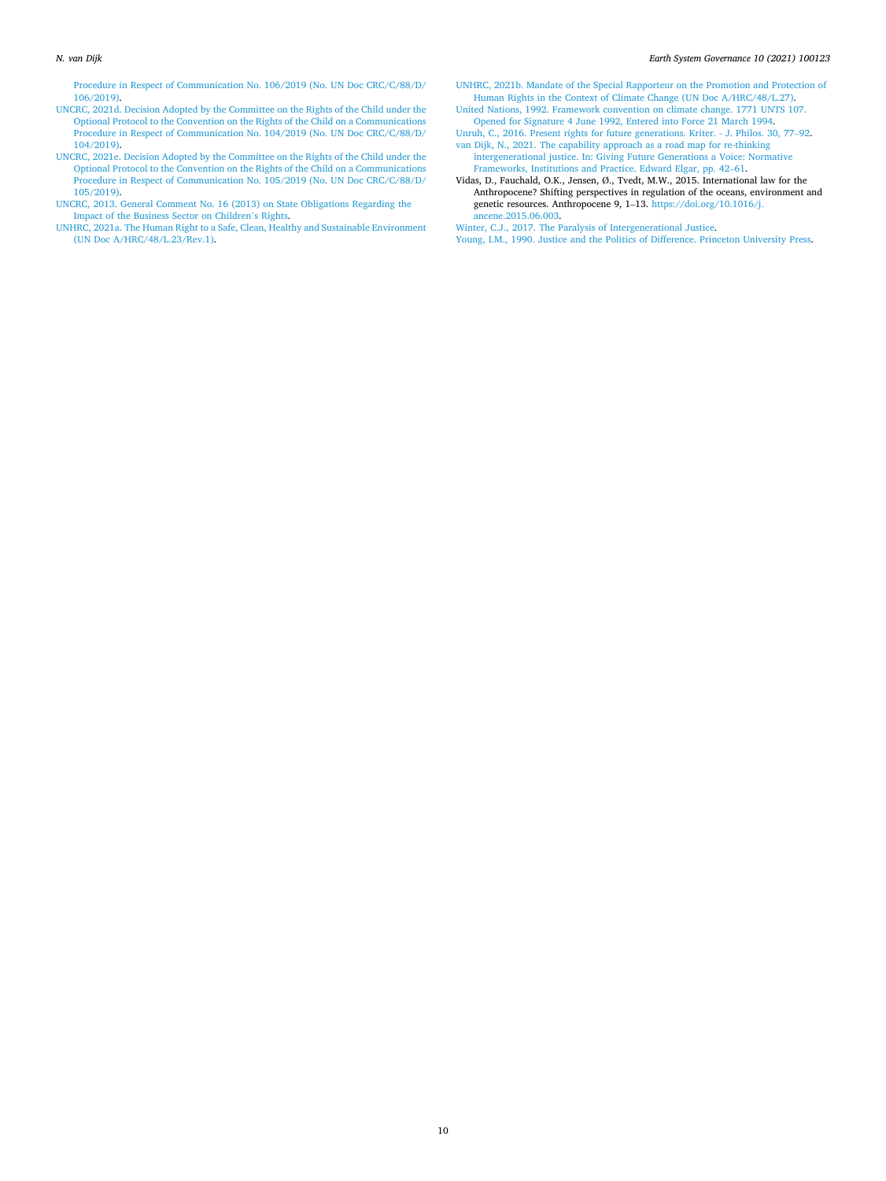Procedure in Respect of Communication No. 106/2019 (No. UN Doc CRC/C/88/D/106/2019).

UNCRC, 2021d. Decision Adopted by the Committee on the Rights of the Child under the Optional Protocol to the Convention on the Rights of the Child on a Communications Procedure in Respect of Communication No. 104/2019 (No. UN Doc CRC/C/88/D/104/2019).

UNCRC, 2021e. Decision Adopted by the Committee on the Rights of the Child under the Optional Protocol to the Convention on the Rights of the Child on a Communications Procedure in Respect of Communication No. 105/2019 (No. UN Doc CRC/C/88/D/105/2019).

UNCRC, 2013. General Comment No. 16 (2013) on State Obligations Regarding the Impact of the Business Sector on Children's Rights.

UNHRC, 2021a. The Human Right to a Safe, Clean, Healthy and Sustainable Environment (UN Doc A/HRC/48/L.23/Rev.1).

UNHRC, 2021b. Mandate of the Special Rapporteur on the Promotion and Protection of Human Rights in the Context of Climate Change (UN Doc A/HRC/48/L.27).

United Nations, 1992. Framework convention on climate change. 1771 UNTS 107. Opened for Signature 4 June 1992, Entered into Force 21 March 1994.

Unruh, C., 2016. Present rights for future generations. Kriter. - J. Philos. 30, 77–92.

van Dijk, N., 2021. The capability approach as a road map for re-thinking intergenerational justice. In: Giving Future Generations a Voice: Normative Frameworks, Institutions and Practice. Edward Elgar, pp. 42–61.

Vidas, D., Fauchald, O.K., Jensen, Ø., Tvedt, M.W., 2015. International law for the Anthropocene? Shifting perspectives in regulation of the oceans, environment and genetic resources. Anthropocene 9, 1–13. https://doi.org/10.1016/j.ancene.2015.06.003.

Winter, C.J., 2017. The Paralysis of Intergenerational Justice.

Young, I.M., 1990. Justice and the Politics of Difference. Princeton University Press.